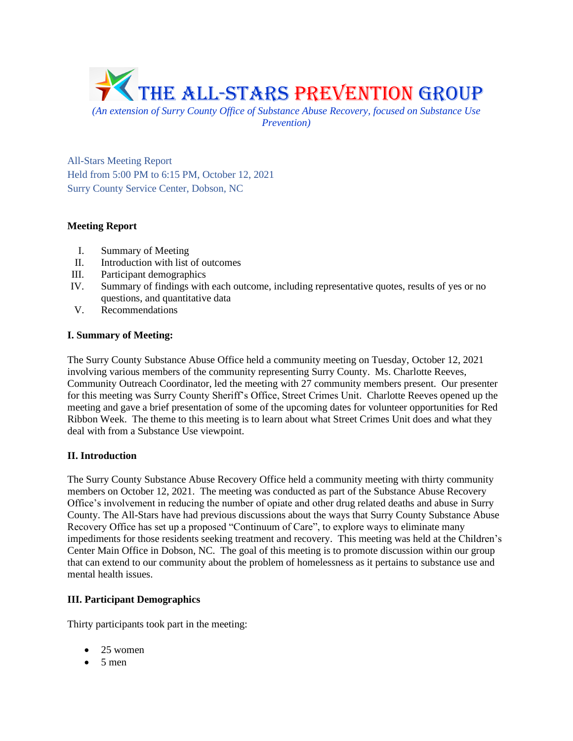# THE ALL-STARS PREVENTION GROUP

*(An extension of Surry County Office of Substance Abuse Recovery, focused on Substance Use Prevention)*

All-Stars Meeting Report
Held from 5:00 PM to 6:15 PM, October 12, 2021
Surry County Service Center, Dobson, NC

**Meeting Report**

I. Summary of Meeting
II. Introduction with list of outcomes
III. Participant demographics
IV. Summary of findings with each outcome, including representative quotes, results of yes or no questions, and quantitative data
V. Recommendations

**I. Summary of Meeting:**

The Surry County Substance Abuse Office held a community meeting on Tuesday, October 12, 2021 involving various members of the community representing Surry County. Ms. Charlotte Reeves, Community Outreach Coordinator, led the meeting with 27 community members present. Our presenter for this meeting was Surry County Sheriff's Office, Street Crimes Unit. Charlotte Reeves opened up the meeting and gave a brief presentation of some of the upcoming dates for volunteer opportunities for Red Ribbon Week. The theme to this meeting is to learn about what Street Crimes Unit does and what they deal with from a Substance Use viewpoint.

**II. Introduction**

The Surry County Substance Abuse Recovery Office held a community meeting with thirty community members on October 12, 2021. The meeting was conducted as part of the Substance Abuse Recovery Office's involvement in reducing the number of opiate and other drug related deaths and abuse in Surry County. The All-Stars have had previous discussions about the ways that Surry County Substance Abuse Recovery Office has set up a proposed "Continuum of Care", to explore ways to eliminate many impediments for those residents seeking treatment and recovery. This meeting was held at the Children's Center Main Office in Dobson, NC. The goal of this meeting is to promote discussion within our group that can extend to our community about the problem of homelessness as it pertains to substance use and mental health issues.

**III. Participant Demographics**

Thirty participants took part in the meeting:

- 25 women
- 5 men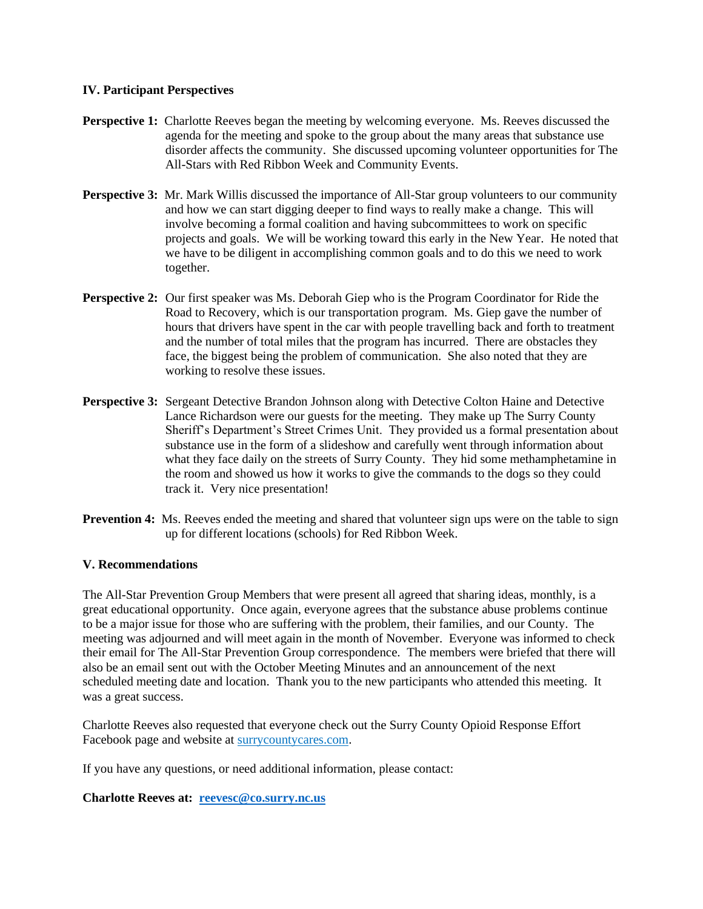### IV. Participant Perspectives

**Perspective 1:** Charlotte Reeves began the meeting by welcoming everyone. Ms. Reeves discussed the agenda for the meeting and spoke to the group about the many areas that substance use disorder affects the community. She discussed upcoming volunteer opportunities for The All-Stars with Red Ribbon Week and Community Events.

**Perspective 3:** Mr. Mark Willis discussed the importance of All-Star group volunteers to our community and how we can start digging deeper to find ways to really make a change. This will involve becoming a formal coalition and having subcommittees to work on specific projects and goals. We will be working toward this early in the New Year. He noted that we have to be diligent in accomplishing common goals and to do this we need to work together.

**Perspective 2:** Our first speaker was Ms. Deborah Giep who is the Program Coordinator for Ride the Road to Recovery, which is our transportation program. Ms. Giep gave the number of hours that drivers have spent in the car with people travelling back and forth to treatment and the number of total miles that the program has incurred. There are obstacles they face, the biggest being the problem of communication. She also noted that they are working to resolve these issues.

**Perspective 3:** Sergeant Detective Brandon Johnson along with Detective Colton Haine and Detective Lance Richardson were our guests for the meeting. They make up The Surry County Sheriff's Department's Street Crimes Unit. They provided us a formal presentation about substance use in the form of a slideshow and carefully went through information about what they face daily on the streets of Surry County. They hid some methamphetamine in the room and showed us how it works to give the commands to the dogs so they could track it. Very nice presentation!

**Prevention 4:** Ms. Reeves ended the meeting and shared that volunteer sign ups were on the table to sign up for different locations (schools) for Red Ribbon Week.

### V. Recommendations

The All-Star Prevention Group Members that were present all agreed that sharing ideas, monthly, is a great educational opportunity. Once again, everyone agrees that the substance abuse problems continue to be a major issue for those who are suffering with the problem, their families, and our County. The meeting was adjourned and will meet again in the month of November. Everyone was informed to check their email for The All-Star Prevention Group correspondence. The members were briefed that there will also be an email sent out with the October Meeting Minutes and an announcement of the next scheduled meeting date and location. Thank you to the new participants who attended this meeting. It was a great success.

Charlotte Reeves also requested that everyone check out the Surry County Opioid Response Effort Facebook page and website at [surrycountycares.com](surrycountycares.com).

If you have any questions, or need additional information, please contact:

**Charlotte Reeves at: [reevesc@co.surry.nc.us](mailto:reevesc@co.surry.nc.us)**